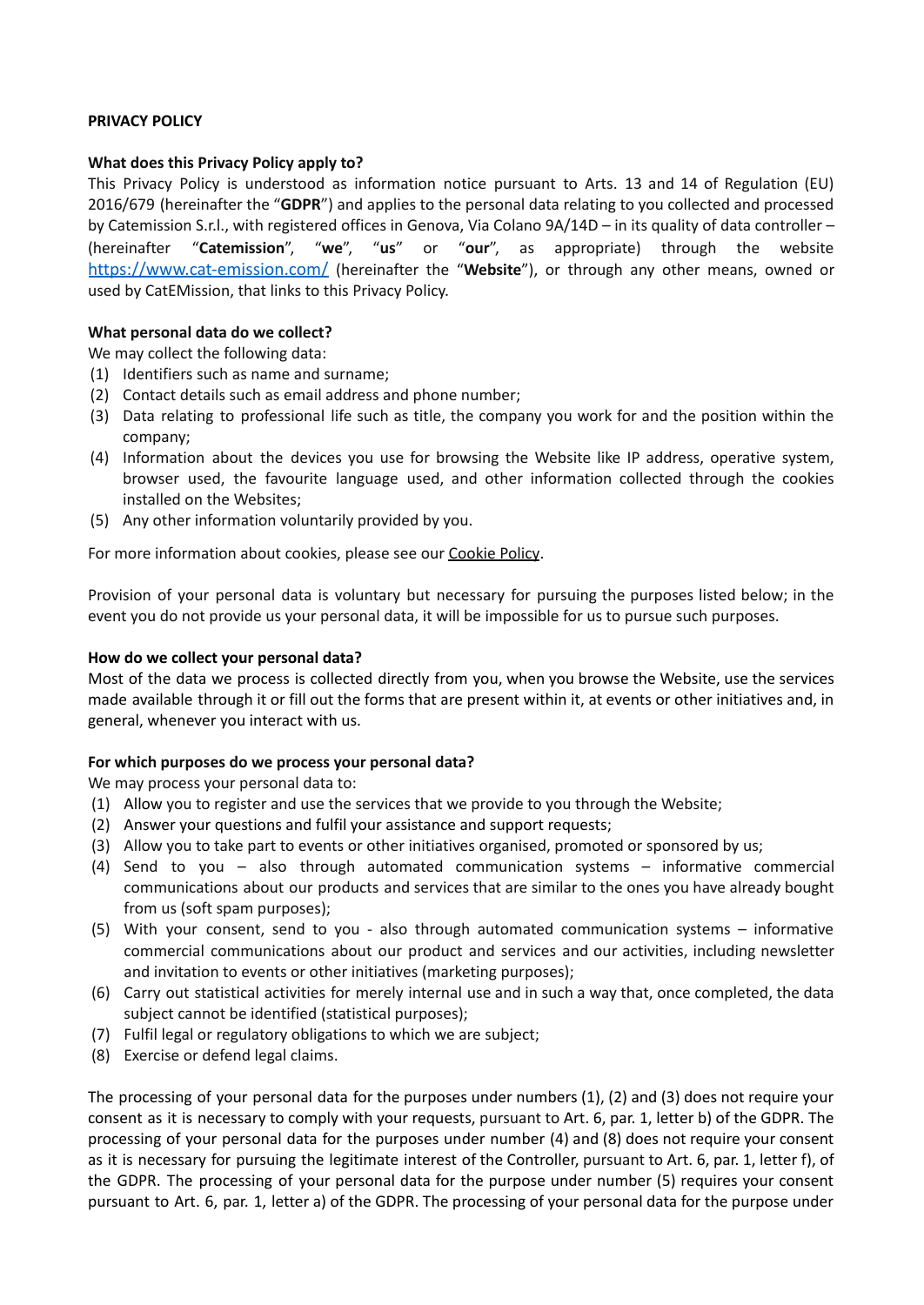**PRIVACY POLICY**

**What does this Privacy Policy apply to?**

This Privacy Policy is understood as information notice pursuant to Arts. 13 and 14 of Regulation (EU) 2016/679 (hereinafter the "**GDPR**") and applies to the personal data relating to you collected and processed by Catemission S.r.l., with registered offices in Genova, Via Colano 9A/14D – in its quality of data controller – (hereinafter "**Catemission**", "**we**", "**us**" or "**our**", as appropriate) through the website [https://www.cat-emission.com/](https://www.cat-emission.com/) (hereinafter the "**Website**"), or through any other means, owned or used by CatEMission, that links to this Privacy Policy.

**What personal data do we collect?**

We may collect the following data:

(1) Identifiers such as name and surname;
(2) Contact details such as email address and phone number;
(3) Data relating to professional life such as title, the company you work for and the position within the company;
(4) Information about the devices you use for browsing the Website like IP address, operative system, browser used, the favourite language used, and other information collected through the cookies installed on the Websites;
(5) Any other information voluntarily provided by you.

For more information about cookies, please see our Cookie Policy.

Provision of your personal data is voluntary but necessary for pursuing the purposes listed below; in the event you do not provide us your personal data, it will be impossible for us to pursue such purposes.

**How do we collect your personal data?**

Most of the data we process is collected directly from you, when you browse the Website, use the services made available through it or fill out the forms that are present within it, at events or other initiatives and, in general, whenever you interact with us.

**For which purposes do we process your personal data?**

We may process your personal data to:

(1) Allow you to register and use the services that we provide to you through the Website;
(2) Answer your questions and fulfil your assistance and support requests;
(3) Allow you to take part to events or other initiatives organised, promoted or sponsored by us;
(4) Send to you – also through automated communication systems – informative commercial communications about our products and services that are similar to the ones you have already bought from us (soft spam purposes);
(5) With your consent, send to you - also through automated communication systems – informative commercial communications about our product and services and our activities, including newsletter and invitation to events or other initiatives (marketing purposes);
(6) Carry out statistical activities for merely internal use and in such a way that, once completed, the data subject cannot be identified (statistical purposes);
(7) Fulfil legal or regulatory obligations to which we are subject;
(8) Exercise or defend legal claims.

The processing of your personal data for the purposes under numbers (1), (2) and (3) does not require your consent as it is necessary to comply with your requests, pursuant to Art. 6, par. 1, letter b) of the GDPR. The processing of your personal data for the purposes under number (4) and (8) does not require your consent as it is necessary for pursuing the legitimate interest of the Controller, pursuant to Art. 6, par. 1, letter f), of the GDPR. The processing of your personal data for the purpose under number (5) requires your consent pursuant to Art. 6, par. 1, letter a) of the GDPR. The processing of your personal data for the purpose under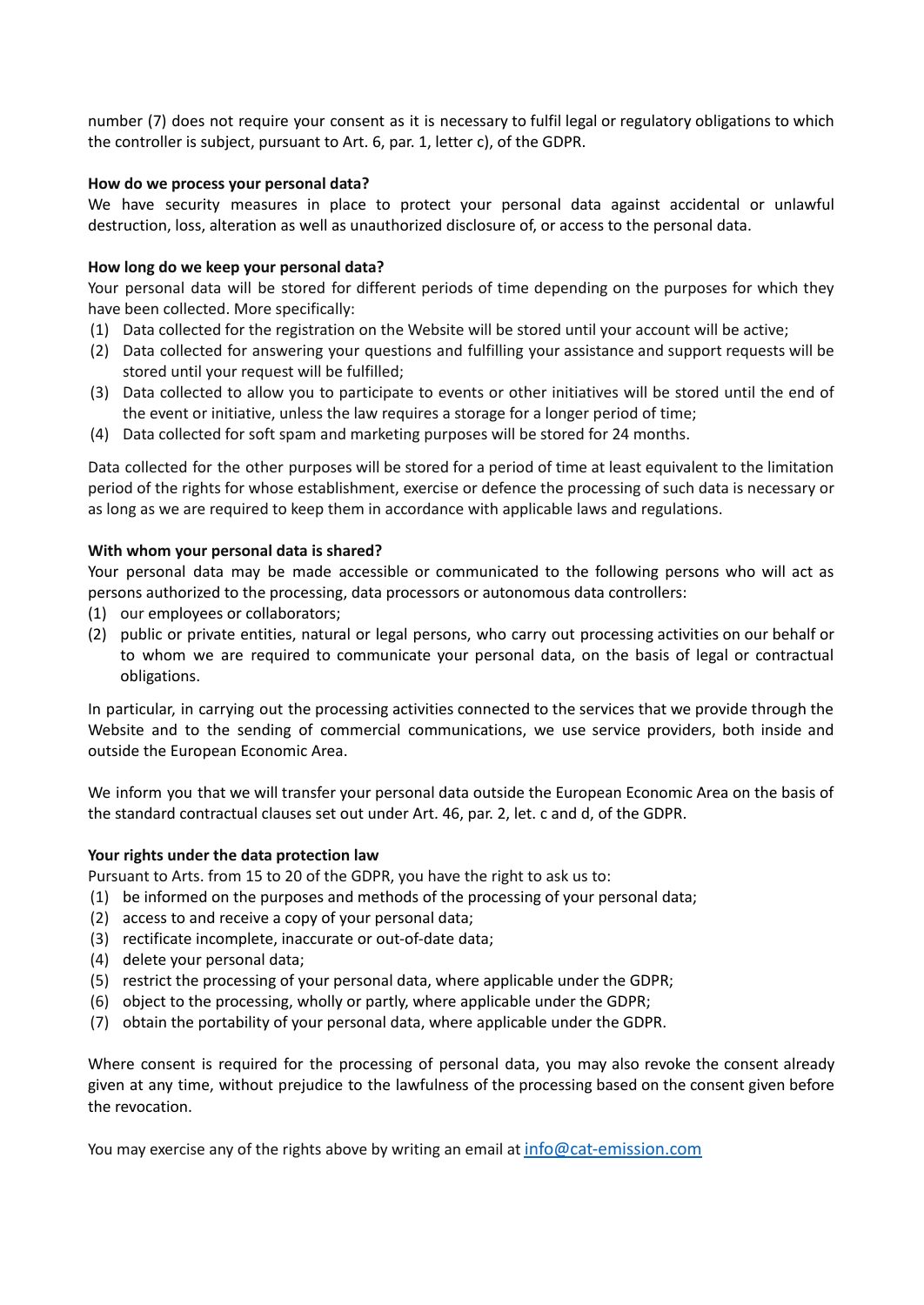number (7) does not require your consent as it is necessary to fulfil legal or regulatory obligations to which the controller is subject, pursuant to Art. 6, par. 1, letter c), of the GDPR.

**How do we process your personal data?**

We have security measures in place to protect your personal data against accidental or unlawful destruction, loss, alteration as well as unauthorized disclosure of, or access to the personal data.

**How long do we keep your personal data?**

Your personal data will be stored for different periods of time depending on the purposes for which they have been collected. More specifically:

(1) Data collected for the registration on the Website will be stored until your account will be active;
(2) Data collected for answering your questions and fulfilling your assistance and support requests will be stored until your request will be fulfilled;
(3) Data collected to allow you to participate to events or other initiatives will be stored until the end of the event or initiative, unless the law requires a storage for a longer period of time;
(4) Data collected for soft spam and marketing purposes will be stored for 24 months.

Data collected for the other purposes will be stored for a period of time at least equivalent to the limitation period of the rights for whose establishment, exercise or defence the processing of such data is necessary or as long as we are required to keep them in accordance with applicable laws and regulations.

**With whom your personal data is shared?**

Your personal data may be made accessible or communicated to the following persons who will act as persons authorized to the processing, data processors or autonomous data controllers:

(1) our employees or collaborators;
(2) public or private entities, natural or legal persons, who carry out processing activities on our behalf or to whom we are required to communicate your personal data, on the basis of legal or contractual obligations.

In particular, in carrying out the processing activities connected to the services that we provide through the Website and to the sending of commercial communications, we use service providers, both inside and outside the European Economic Area.

We inform you that we will transfer your personal data outside the European Economic Area on the basis of the standard contractual clauses set out under Art. 46, par. 2, let. c and d, of the GDPR.

**Your rights under the data protection law**

Pursuant to Arts. from 15 to 20 of the GDPR, you have the right to ask us to:

(1) be informed on the purposes and methods of the processing of your personal data;
(2) access to and receive a copy of your personal data;
(3) rectificate incomplete, inaccurate or out-of-date data;
(4) delete your personal data;
(5) restrict the processing of your personal data, where applicable under the GDPR;
(6) object to the processing, wholly or partly, where applicable under the GDPR;
(7) obtain the portability of your personal data, where applicable under the GDPR.

Where consent is required for the processing of personal data, you may also revoke the consent already given at any time, without prejudice to the lawfulness of the processing based on the consent given before the revocation.

You may exercise any of the rights above by writing an email at info@cat-emission.com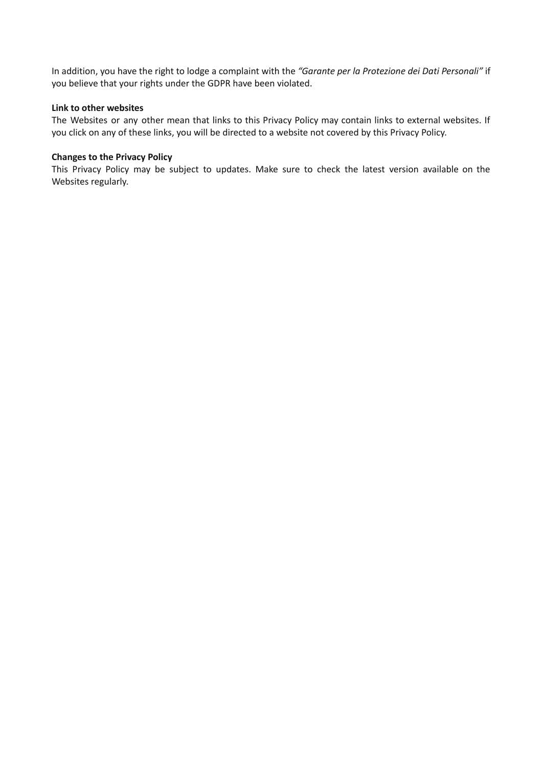In addition, you have the right to lodge a complaint with the *"Garante per la Protezione dei Dati Personali"* if you believe that your rights under the GDPR have been violated.

**Link to other websites**

The Websites or any other mean that links to this Privacy Policy may contain links to external websites. If you click on any of these links, you will be directed to a website not covered by this Privacy Policy.

**Changes to the Privacy Policy**

This Privacy Policy may be subject to updates. Make sure to check the latest version available on the Websites regularly.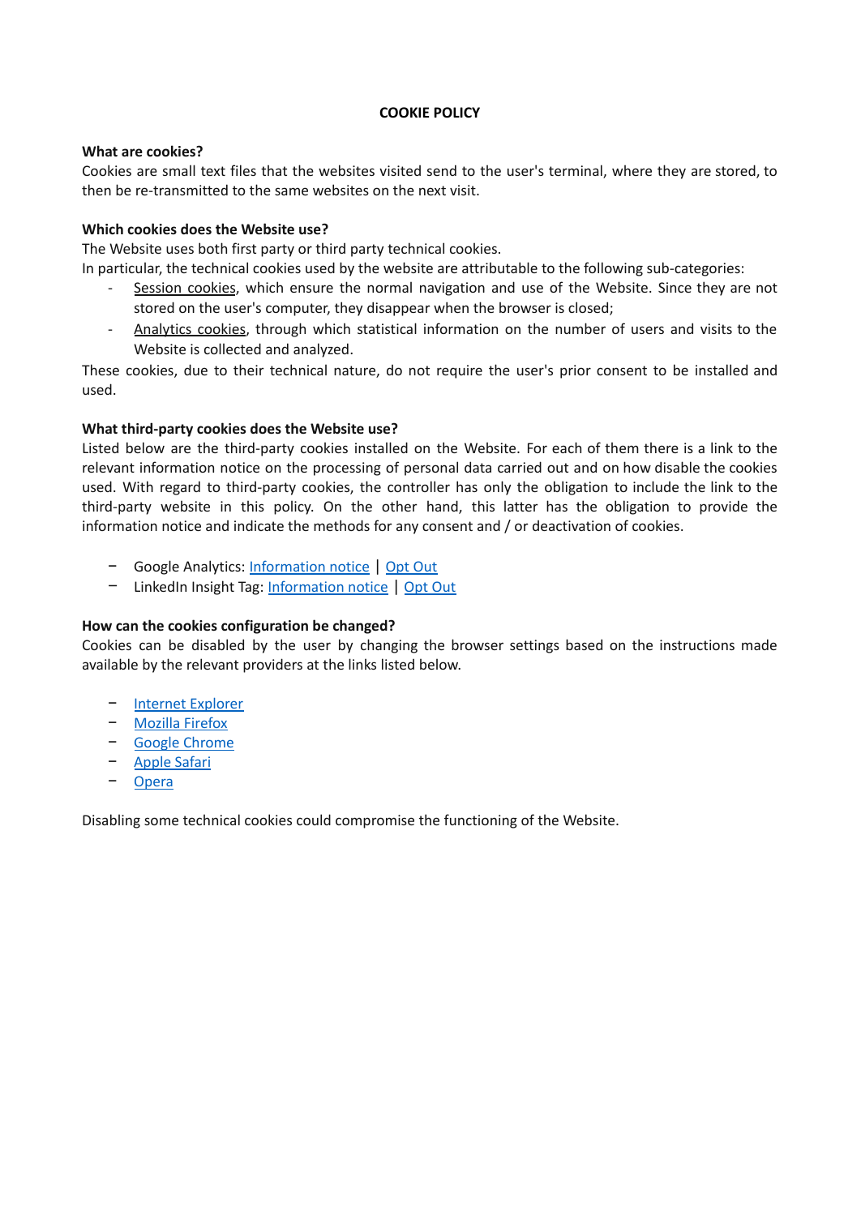# COOKIE POLICY

**What are cookies?**

Cookies are small text files that the websites visited send to the user's terminal, where they are stored, to then be re-transmitted to the same websites on the next visit.

**Which cookies does the Website use?**

The Website uses both first party or third party technical cookies.

In particular, the technical cookies used by the website are attributable to the following sub-categories:

- Session cookies, which ensure the normal navigation and use of the Website. Since they are not stored on the user's computer, they disappear when the browser is closed;
- Analytics cookies, through which statistical information on the number of users and visits to the Website is collected and analyzed.

These cookies, due to their technical nature, do not require the user's prior consent to be installed and used.

**What third-party cookies does the Website use?**

Listed below are the third-party cookies installed on the Website. For each of them there is a link to the relevant information notice on the processing of personal data carried out and on how disable the cookies used. With regard to third-party cookies, the controller has only the obligation to include the link to the third-party website in this policy. On the other hand, this latter has the obligation to provide the information notice and indicate the methods for any consent and / or deactivation of cookies.

- Google Analytics: Information notice | Opt Out
- LinkedIn Insight Tag: Information notice | Opt Out

**How can the cookies configuration be changed?**

Cookies can be disabled by the user by changing the browser settings based on the instructions made available by the relevant providers at the links listed below.

- Internet Explorer
- Mozilla Firefox
- Google Chrome
- Apple Safari
- Opera

Disabling some technical cookies could compromise the functioning of the Website.